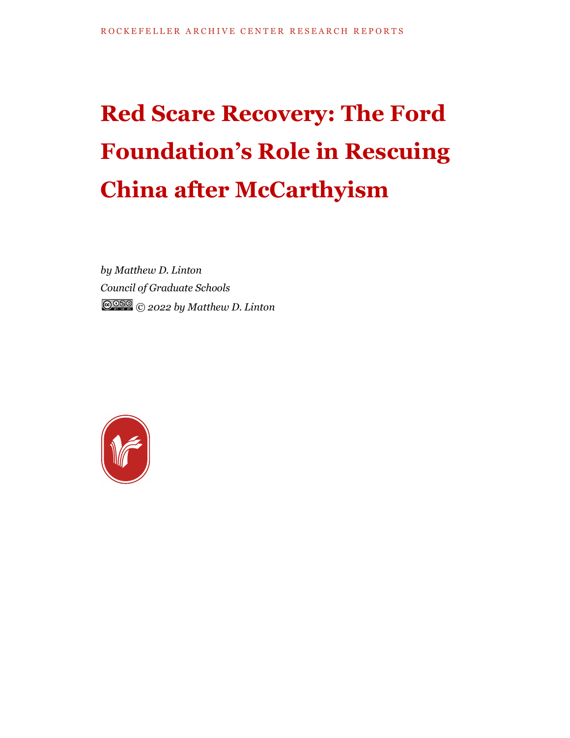ROCKEFELLER ARCHIVE CENTER RESEARCH REPORTS

# Red Scare Recovery: The Ford Foundation's Role in Rescuing China after McCarthyism

*by Matthew D. Linton*
*Council of Graduate Schools*
*© 2022 by Matthew D. Linton*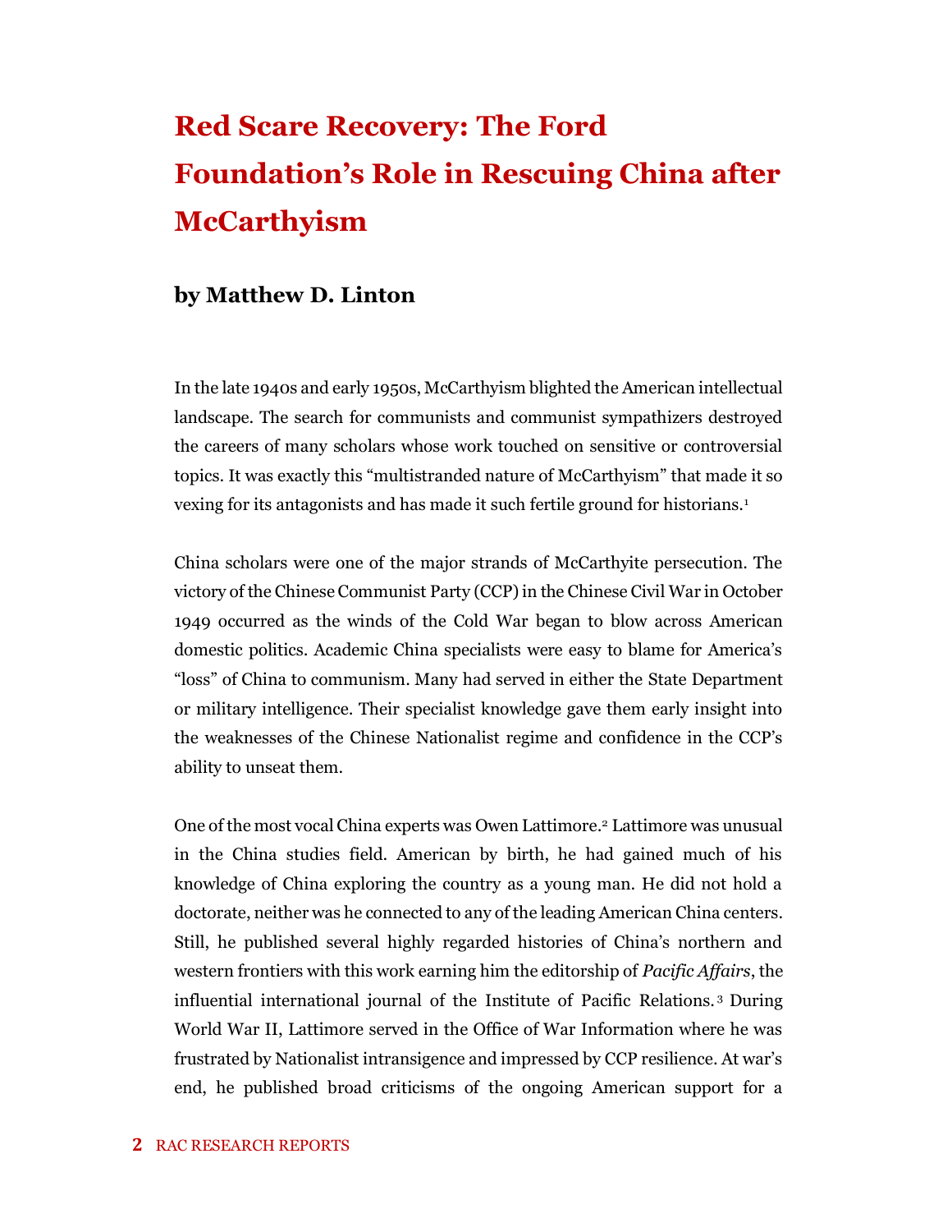# Red Scare Recovery: The Ford Foundation's Role in Rescuing China after McCarthyism

## by Matthew D. Linton

In the late 1940s and early 1950s, McCarthyism blighted the American intellectual landscape. The search for communists and communist sympathizers destroyed the careers of many scholars whose work touched on sensitive or controversial topics. It was exactly this "multistranded nature of McCarthyism" that made it so vexing for its antagonists and has made it such fertile ground for historians.[1]

China scholars were one of the major strands of McCarthyite persecution. The victory of the Chinese Communist Party (CCP) in the Chinese Civil War in October 1949 occurred as the winds of the Cold War began to blow across American domestic politics. Academic China specialists were easy to blame for America's "loss" of China to communism. Many had served in either the State Department or military intelligence. Their specialist knowledge gave them early insight into the weaknesses of the Chinese Nationalist regime and confidence in the CCP's ability to unseat them.

One of the most vocal China experts was Owen Lattimore.[2] Lattimore was unusual in the China studies field. American by birth, he had gained much of his knowledge of China exploring the country as a young man. He did not hold a doctorate, neither was he connected to any of the leading American China centers. Still, he published several highly regarded histories of China's northern and western frontiers with this work earning him the editorship of *Pacific Affairs*, the influential international journal of the Institute of Pacific Relations.[3] During World War II, Lattimore served in the Office of War Information where he was frustrated by Nationalist intransigence and impressed by CCP resilience. At war's end, he published broad criticisms of the ongoing American support for a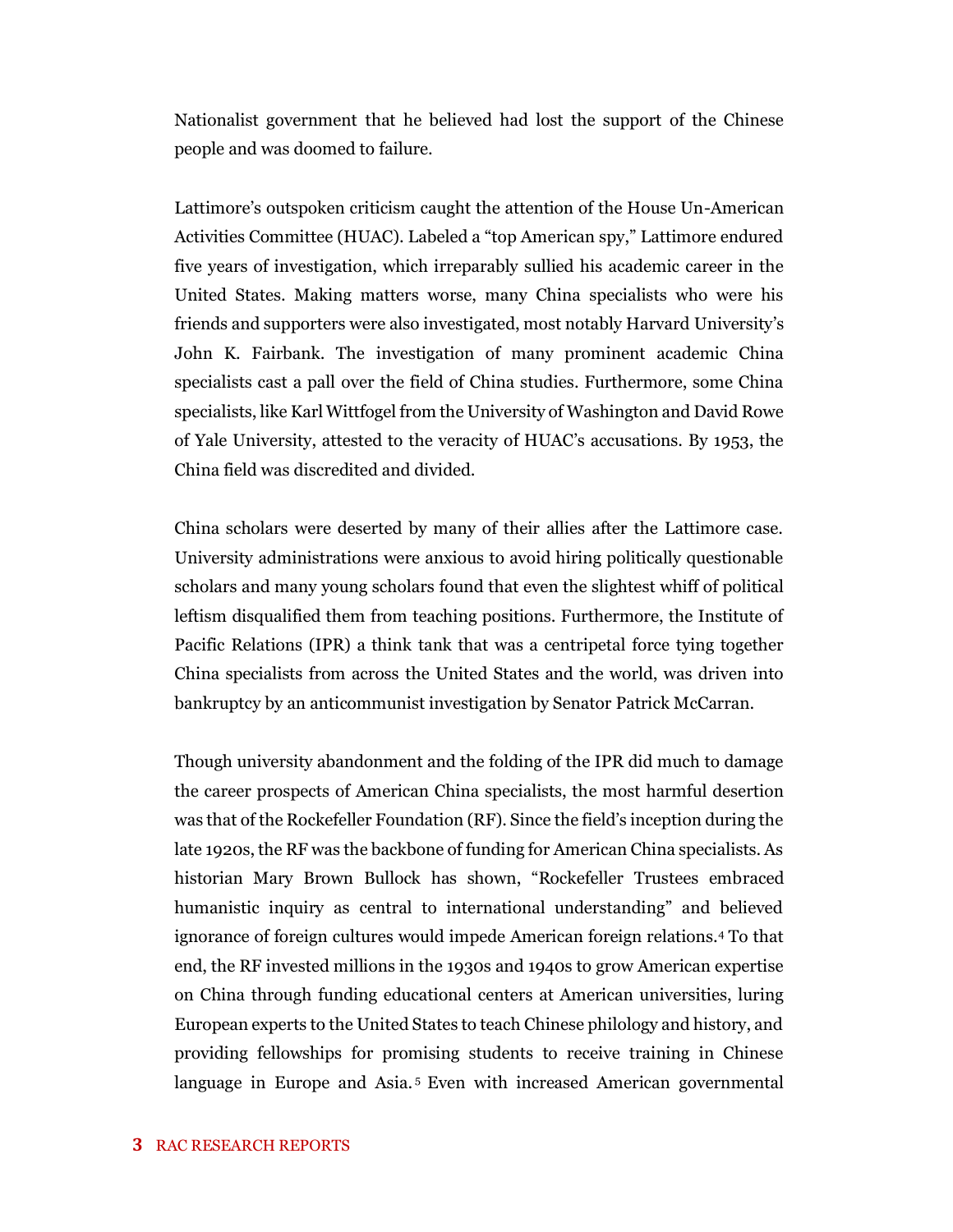Nationalist government that he believed had lost the support of the Chinese people and was doomed to failure.

Lattimore's outspoken criticism caught the attention of the House Un-American Activities Committee (HUAC). Labeled a "top American spy," Lattimore endured five years of investigation, which irreparably sullied his academic career in the United States. Making matters worse, many China specialists who were his friends and supporters were also investigated, most notably Harvard University's John K. Fairbank. The investigation of many prominent academic China specialists cast a pall over the field of China studies. Furthermore, some China specialists, like Karl Wittfogel from the University of Washington and David Rowe of Yale University, attested to the veracity of HUAC's accusations. By 1953, the China field was discredited and divided.

China scholars were deserted by many of their allies after the Lattimore case. University administrations were anxious to avoid hiring politically questionable scholars and many young scholars found that even the slightest whiff of political leftism disqualified them from teaching positions. Furthermore, the Institute of Pacific Relations (IPR) a think tank that was a centripetal force tying together China specialists from across the United States and the world, was driven into bankruptcy by an anticommunist investigation by Senator Patrick McCarran.

Though university abandonment and the folding of the IPR did much to damage the career prospects of American China specialists, the most harmful desertion was that of the Rockefeller Foundation (RF). Since the field's inception during the late 1920s, the RF was the backbone of funding for American China specialists. As historian Mary Brown Bullock has shown, "Rockefeller Trustees embraced humanistic inquiry as central to international understanding" and believed ignorance of foreign cultures would impede American foreign relations.[4] To that end, the RF invested millions in the 1930s and 1940s to grow American expertise on China through funding educational centers at American universities, luring European experts to the United States to teach Chinese philology and history, and providing fellowships for promising students to receive training in Chinese language in Europe and Asia.[5] Even with increased American governmental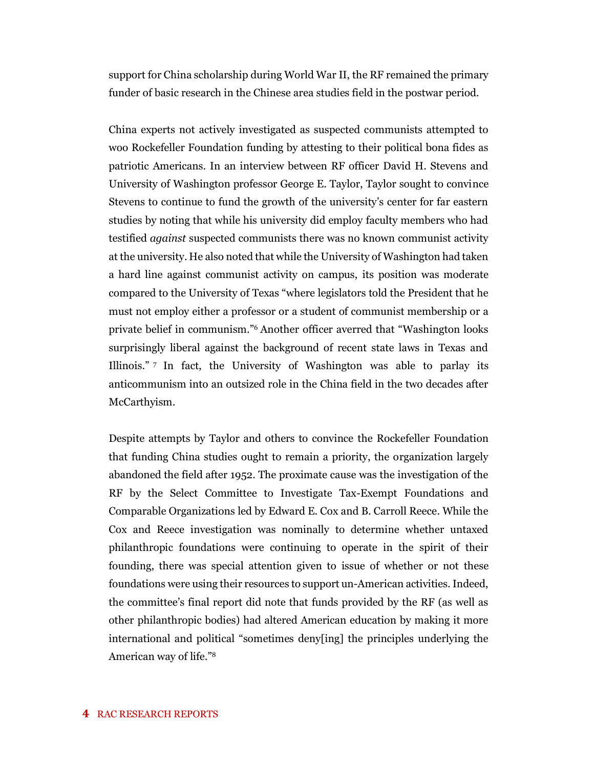support for China scholarship during World War II, the RF remained the primary funder of basic research in the Chinese area studies field in the postwar period.

China experts not actively investigated as suspected communists attempted to woo Rockefeller Foundation funding by attesting to their political bona fides as patriotic Americans. In an interview between RF officer David H. Stevens and University of Washington professor George E. Taylor, Taylor sought to convince Stevens to continue to fund the growth of the university's center for far eastern studies by noting that while his university did employ faculty members who had testified *against* suspected communists there was no known communist activity at the university. He also noted that while the University of Washington had taken a hard line against communist activity on campus, its position was moderate compared to the University of Texas "where legislators told the President that he must not employ either a professor or a student of communist membership or a private belief in communism."[6] Another officer averred that "Washington looks surprisingly liberal against the background of recent state laws in Texas and Illinois."[7] In fact, the University of Washington was able to parlay its anticommunism into an outsized role in the China field in the two decades after McCarthyism.

Despite attempts by Taylor and others to convince the Rockefeller Foundation that funding China studies ought to remain a priority, the organization largely abandoned the field after 1952. The proximate cause was the investigation of the RF by the Select Committee to Investigate Tax-Exempt Foundations and Comparable Organizations led by Edward E. Cox and B. Carroll Reece. While the Cox and Reece investigation was nominally to determine whether untaxed philanthropic foundations were continuing to operate in the spirit of their founding, there was special attention given to issue of whether or not these foundations were using their resources to support un-American activities. Indeed, the committee's final report did note that funds provided by the RF (as well as other philanthropic bodies) had altered American education by making it more international and political "sometimes deny[ing] the principles underlying the American way of life."[8]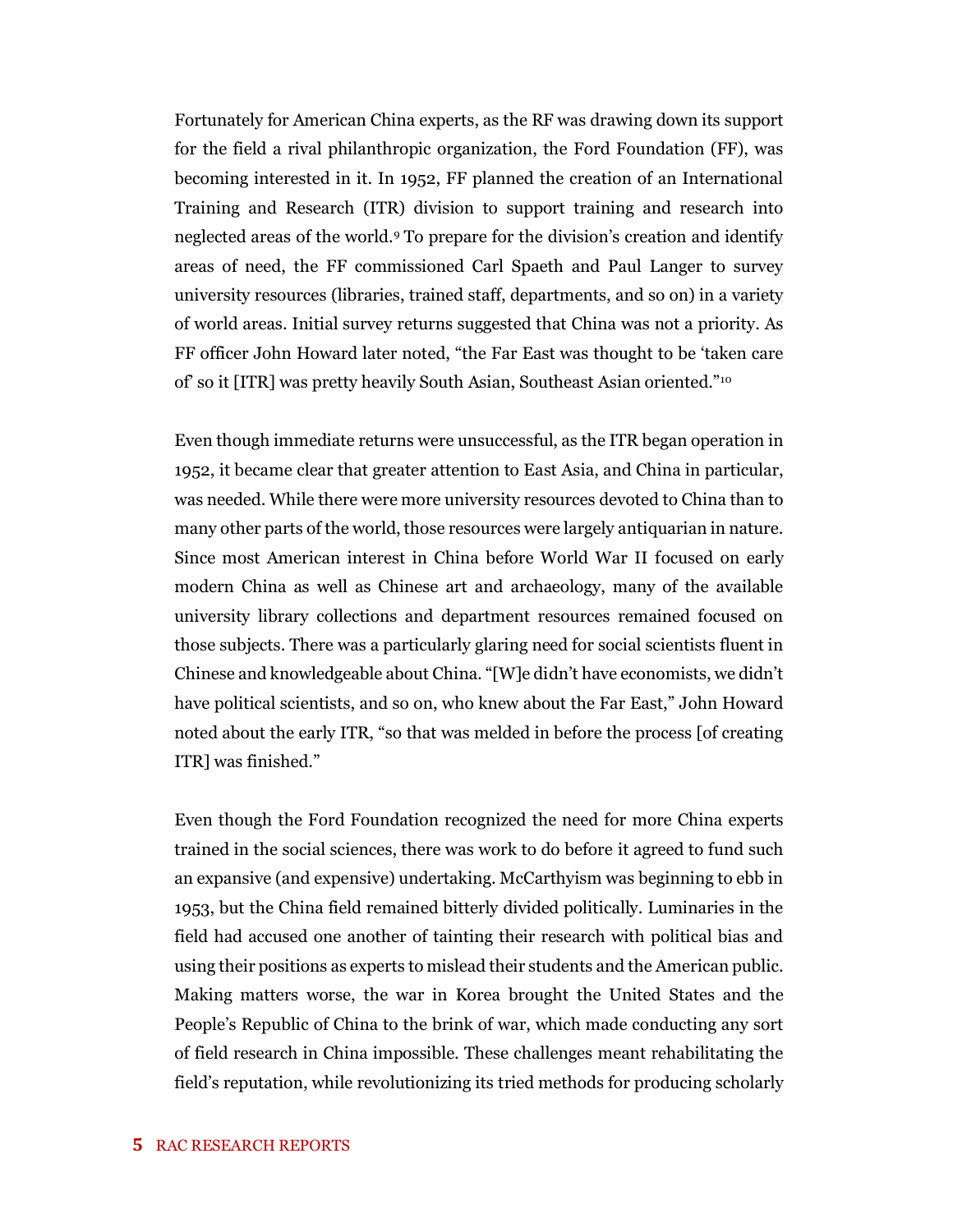Fortunately for American China experts, as the RF was drawing down its support for the field a rival philanthropic organization, the Ford Foundation (FF), was becoming interested in it. In 1952, FF planned the creation of an International Training and Research (ITR) division to support training and research into neglected areas of the world.[9] To prepare for the division's creation and identify areas of need, the FF commissioned Carl Spaeth and Paul Langer to survey university resources (libraries, trained staff, departments, and so on) in a variety of world areas. Initial survey returns suggested that China was not a priority. As FF officer John Howard later noted, "the Far East was thought to be 'taken care of' so it [ITR] was pretty heavily South Asian, Southeast Asian oriented."[10]

Even though immediate returns were unsuccessful, as the ITR began operation in 1952, it became clear that greater attention to East Asia, and China in particular, was needed. While there were more university resources devoted to China than to many other parts of the world, those resources were largely antiquarian in nature. Since most American interest in China before World War II focused on early modern China as well as Chinese art and archaeology, many of the available university library collections and department resources remained focused on those subjects. There was a particularly glaring need for social scientists fluent in Chinese and knowledgeable about China. "[W]e didn't have economists, we didn't have political scientists, and so on, who knew about the Far East," John Howard noted about the early ITR, "so that was melded in before the process [of creating ITR] was finished."

Even though the Ford Foundation recognized the need for more China experts trained in the social sciences, there was work to do before it agreed to fund such an expansive (and expensive) undertaking. McCarthyism was beginning to ebb in 1953, but the China field remained bitterly divided politically. Luminaries in the field had accused one another of tainting their research with political bias and using their positions as experts to mislead their students and the American public. Making matters worse, the war in Korea brought the United States and the People's Republic of China to the brink of war, which made conducting any sort of field research in China impossible. These challenges meant rehabilitating the field's reputation, while revolutionizing its tried methods for producing scholarly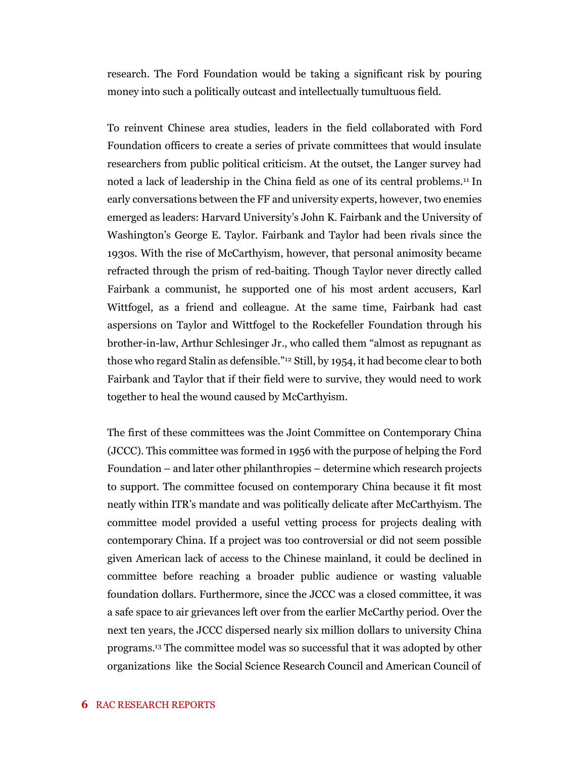research. The Ford Foundation would be taking a significant risk by pouring money into such a politically outcast and intellectually tumultuous field.

To reinvent Chinese area studies, leaders in the field collaborated with Ford Foundation officers to create a series of private committees that would insulate researchers from public political criticism. At the outset, the Langer survey had noted a lack of leadership in the China field as one of its central problems.[11] In early conversations between the FF and university experts, however, two enemies emerged as leaders: Harvard University's John K. Fairbank and the University of Washington's George E. Taylor. Fairbank and Taylor had been rivals since the 1930s. With the rise of McCarthyism, however, that personal animosity became refracted through the prism of red-baiting. Though Taylor never directly called Fairbank a communist, he supported one of his most ardent accusers, Karl Wittfogel, as a friend and colleague. At the same time, Fairbank had cast aspersions on Taylor and Wittfogel to the Rockefeller Foundation through his brother-in-law, Arthur Schlesinger Jr., who called them "almost as repugnant as those who regard Stalin as defensible."[12] Still, by 1954, it had become clear to both Fairbank and Taylor that if their field were to survive, they would need to work together to heal the wound caused by McCarthyism.

The first of these committees was the Joint Committee on Contemporary China (JCCC). This committee was formed in 1956 with the purpose of helping the Ford Foundation – and later other philanthropies – determine which research projects to support. The committee focused on contemporary China because it fit most neatly within ITR's mandate and was politically delicate after McCarthyism. The committee model provided a useful vetting process for projects dealing with contemporary China. If a project was too controversial or did not seem possible given American lack of access to the Chinese mainland, it could be declined in committee before reaching a broader public audience or wasting valuable foundation dollars. Furthermore, since the JCCC was a closed committee, it was a safe space to air grievances left over from the earlier McCarthy period. Over the next ten years, the JCCC dispersed nearly six million dollars to university China programs.[13] The committee model was so successful that it was adopted by other organizations like the Social Science Research Council and American Council of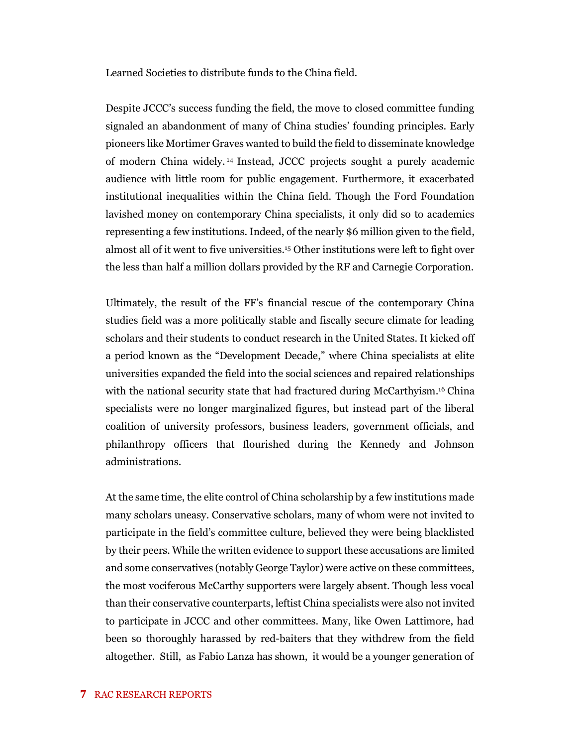Learned Societies to distribute funds to the China field.

Despite JCCC's success funding the field, the move to closed committee funding signaled an abandonment of many of China studies' founding principles. Early pioneers like Mortimer Graves wanted to build the field to disseminate knowledge of modern China widely.[14] Instead, JCCC projects sought a purely academic audience with little room for public engagement. Furthermore, it exacerbated institutional inequalities within the China field. Though the Ford Foundation lavished money on contemporary China specialists, it only did so to academics representing a few institutions. Indeed, of the nearly $6 million given to the field, almost all of it went to five universities.[15] Other institutions were left to fight over the less than half a million dollars provided by the RF and Carnegie Corporation.

Ultimately, the result of the FF's financial rescue of the contemporary China studies field was a more politically stable and fiscally secure climate for leading scholars and their students to conduct research in the United States. It kicked off a period known as the "Development Decade," where China specialists at elite universities expanded the field into the social sciences and repaired relationships with the national security state that had fractured during McCarthyism.[16] China specialists were no longer marginalized figures, but instead part of the liberal coalition of university professors, business leaders, government officials, and philanthropy officers that flourished during the Kennedy and Johnson administrations.

At the same time, the elite control of China scholarship by a few institutions made many scholars uneasy. Conservative scholars, many of whom were not invited to participate in the field's committee culture, believed they were being blacklisted by their peers. While the written evidence to support these accusations are limited and some conservatives (notably George Taylor) were active on these committees, the most vociferous McCarthy supporters were largely absent. Though less vocal than their conservative counterparts, leftist China specialists were also not invited to participate in JCCC and other committees. Many, like Owen Lattimore, had been so thoroughly harassed by red-baiters that they withdrew from the field altogether. Still, as Fabio Lanza has shown, it would be a younger generation of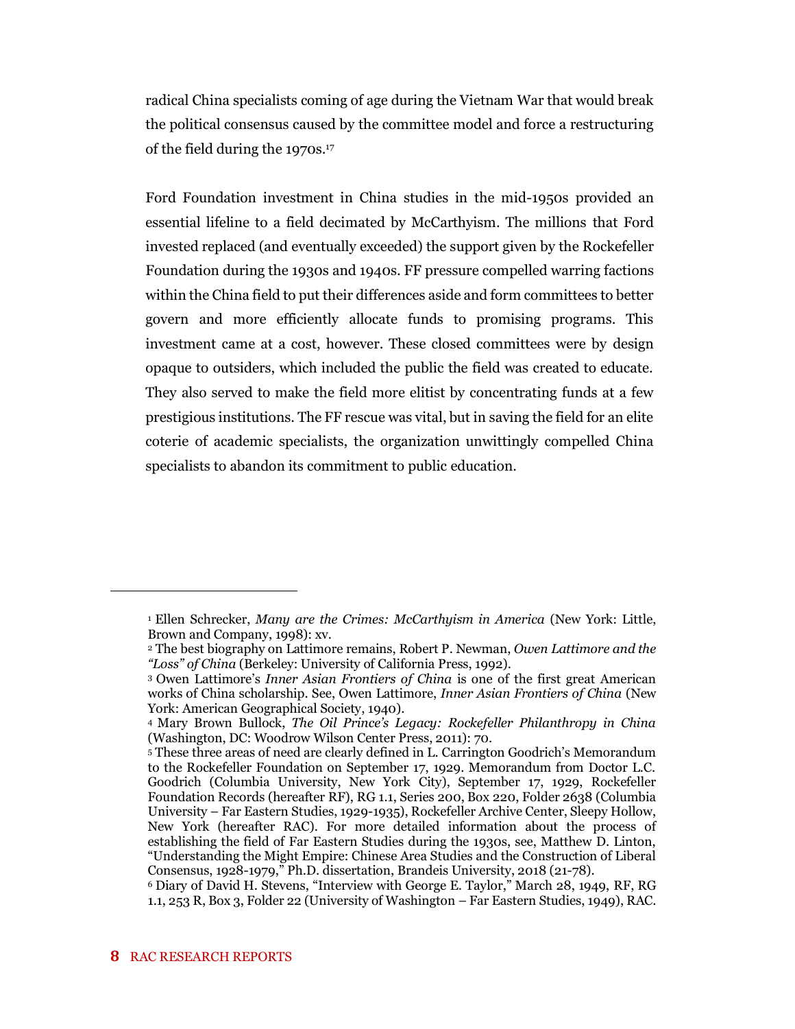radical China specialists coming of age during the Vietnam War that would break the political consensus caused by the committee model and force a restructuring of the field during the 1970s.[17]

Ford Foundation investment in China studies in the mid-1950s provided an essential lifeline to a field decimated by McCarthyism. The millions that Ford invested replaced (and eventually exceeded) the support given by the Rockefeller Foundation during the 1930s and 1940s. FF pressure compelled warring factions within the China field to put their differences aside and form committees to better govern and more efficiently allocate funds to promising programs. This investment came at a cost, however. These closed committees were by design opaque to outsiders, which included the public the field was created to educate. They also served to make the field more elitist by concentrating funds at a few prestigious institutions. The FF rescue was vital, but in saving the field for an elite coterie of academic specialists, the organization unwittingly compelled China specialists to abandon its commitment to public education.

---

[1] Ellen Schrecker, *Many are the Crimes: McCarthyism in America* (New York: Little, Brown and Company, 1998): xv.

[2] The best biography on Lattimore remains, Robert P. Newman, *Owen Lattimore and the "Loss" of China* (Berkeley: University of California Press, 1992).

[3] Owen Lattimore's *Inner Asian Frontiers of China* is one of the first great American works of China scholarship. See, Owen Lattimore, *Inner Asian Frontiers of China* (New York: American Geographical Society, 1940).

[4] Mary Brown Bullock, *The Oil Prince's Legacy: Rockefeller Philanthropy in China* (Washington, DC: Woodrow Wilson Center Press, 2011): 70.

[5] These three areas of need are clearly defined in L. Carrington Goodrich's Memorandum to the Rockefeller Foundation on September 17, 1929. Memorandum from Doctor L.C. Goodrich (Columbia University, New York City), September 17, 1929, Rockefeller Foundation Records (hereafter RF), RG 1.1, Series 200, Box 220, Folder 2638 (Columbia University – Far Eastern Studies, 1929-1935), Rockefeller Archive Center, Sleepy Hollow, New York (hereafter RAC). For more detailed information about the process of establishing the field of Far Eastern Studies during the 1930s, see, Matthew D. Linton, "Understanding the Might Empire: Chinese Area Studies and the Construction of Liberal Consensus, 1928-1979," Ph.D. dissertation, Brandeis University, 2018 (21-78).

[6] Diary of David H. Stevens, "Interview with George E. Taylor," March 28, 1949, RF, RG 1.1, 253 R, Box 3, Folder 22 (University of Washington – Far Eastern Studies, 1949), RAC.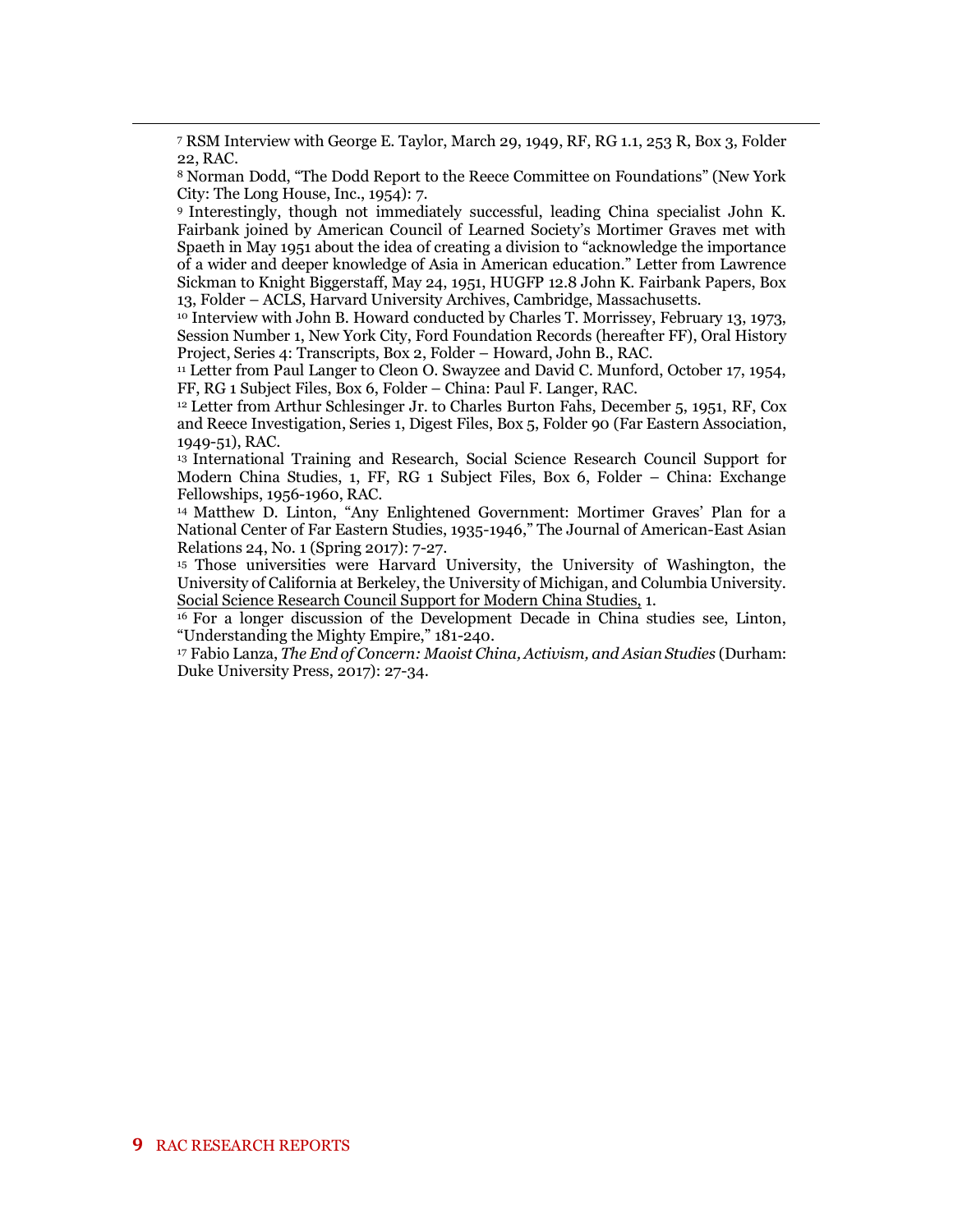[7] RSM Interview with George E. Taylor, March 29, 1949, RF, RG 1.1, 253 R, Box 3, Folder 22, RAC.

[8] Norman Dodd, "The Dodd Report to the Reece Committee on Foundations" (New York City: The Long House, Inc., 1954): 7.

[9] Interestingly, though not immediately successful, leading China specialist John K. Fairbank joined by American Council of Learned Society's Mortimer Graves met with Spaeth in May 1951 about the idea of creating a division to "acknowledge the importance of a wider and deeper knowledge of Asia in American education." Letter from Lawrence Sickman to Knight Biggerstaff, May 24, 1951, HUGFP 12.8 John K. Fairbank Papers, Box 13, Folder – ACLS, Harvard University Archives, Cambridge, Massachusetts.

[10] Interview with John B. Howard conducted by Charles T. Morrissey, February 13, 1973, Session Number 1, New York City, Ford Foundation Records (hereafter FF), Oral History Project, Series 4: Transcripts, Box 2, Folder – Howard, John B., RAC.

[11] Letter from Paul Langer to Cleon O. Swayzee and David C. Munford, October 17, 1954, FF, RG 1 Subject Files, Box 6, Folder – China: Paul F. Langer, RAC.

[12] Letter from Arthur Schlesinger Jr. to Charles Burton Fahs, December 5, 1951, RF, Cox and Reece Investigation, Series 1, Digest Files, Box 5, Folder 90 (Far Eastern Association, 1949-51), RAC.

[13] International Training and Research, Social Science Research Council Support for Modern China Studies, 1, FF, RG 1 Subject Files, Box 6, Folder – China: Exchange Fellowships, 1956-1960, RAC.

[14] Matthew D. Linton, "Any Enlightened Government: Mortimer Graves' Plan for a National Center of Far Eastern Studies, 1935-1946," The Journal of American-East Asian Relations 24, No. 1 (Spring 2017): 7-27.

[15] Those universities were Harvard University, the University of Washington, the University of California at Berkeley, the University of Michigan, and Columbia University. Social Science Research Council Support for Modern China Studies, 1.

[16] For a longer discussion of the Development Decade in China studies see, Linton, "Understanding the Mighty Empire," 181-240.

[17] Fabio Lanza, *The End of Concern: Maoist China, Activism, and Asian Studies* (Durham: Duke University Press, 2017): 27-34.